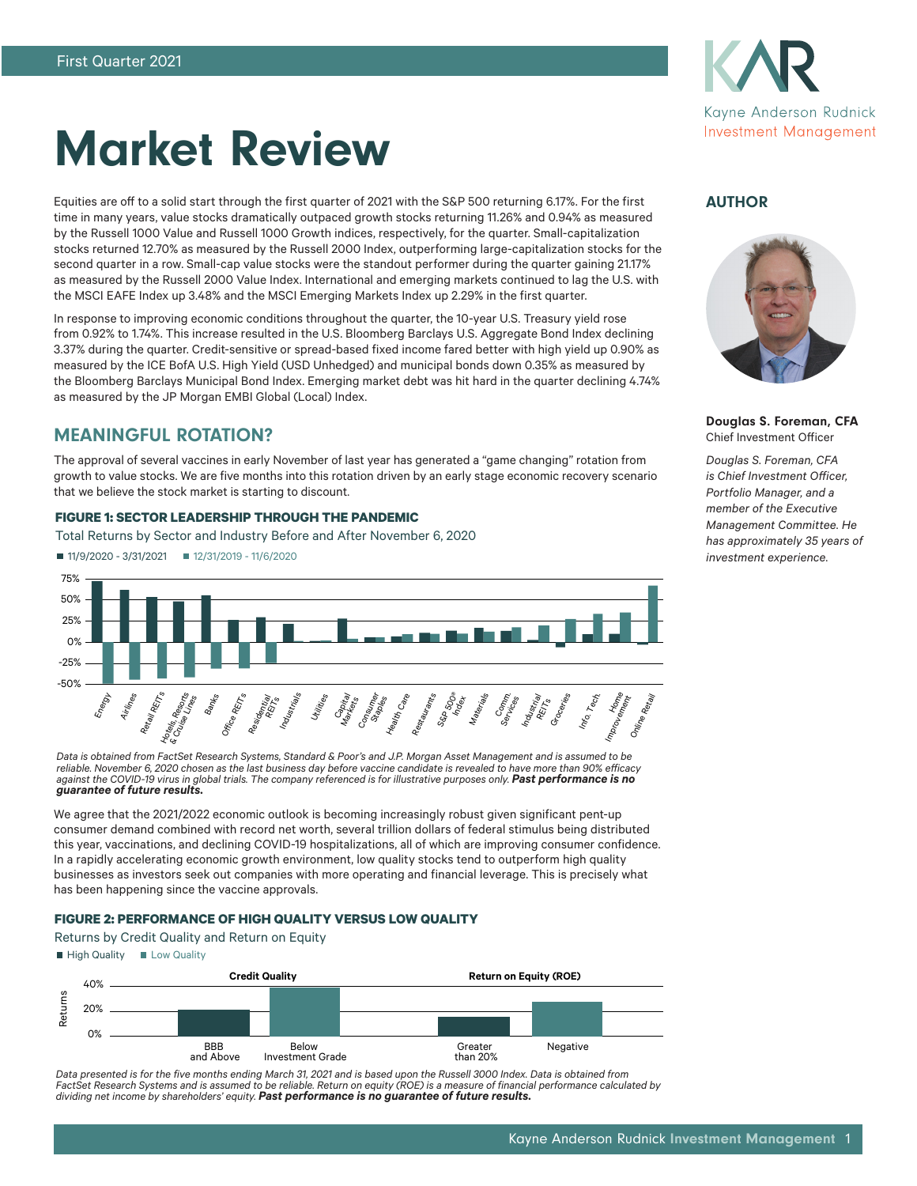First Quarter 2021

# Market Review

Equities are off to a solid start through the first quarter of 2021 with the S&P 500 returning 6.17%. For the first time in many years, value stocks dramatically outpaced growth stocks returning 11.26% and 0.94% as measured by the Russell 1000 Value and Russell 1000 Growth indices, respectively, for the quarter. Small-capitalization stocks returned 12.70% as measured by the Russell 2000 Index, outperforming large-capitalization stocks for the second quarter in a row. Small-cap value stocks were the standout performer during the quarter gaining 21.17% as measured by the Russell 2000 Value Index. International and emerging markets continued to lag the U.S. with the MSCI EAFE Index up 3.48% and the MSCI Emerging Markets Index up 2.29% in the first quarter.

In response to improving economic conditions throughout the quarter, the 10-year U.S. Treasury yield rose from 0.92% to 1.74%. This increase resulted in the U.S. Bloomberg Barclays U.S. Aggregate Bond Index declining 3.37% during the quarter. Credit-sensitive or spread-based fixed income fared better with high yield up 0.90% as measured by the ICE BofA U.S. High Yield (USD Unhedged) and municipal bonds down 0.35% as measured by the Bloomberg Barclays Municipal Bond Index. Emerging market debt was hit hard in the quarter declining 4.74% as measured by the JP Morgan EMBI Global (Local) Index.

**AUTHOR**

**Douglas S. Foreman, CFA**
Chief Investment Officer

*Douglas S. Foreman, CFA is Chief Investment Officer, Portfolio Manager, and a member of the Executive Management Committee. He has approximately 35 years of investment experience.*

## MEANINGFUL ROTATION?

The approval of several vaccines in early November of last year has generated a "game changing" rotation from growth to value stocks. We are five months into this rotation driven by an early stage economic recovery scenario that we believe the stock market is starting to discount.

**FIGURE 1: SECTOR LEADERSHIP THROUGH THE PANDEMIC**

Total Returns by Sector and Industry Before and After November 6, 2020

■ 11/9/2020 - 3/31/2021 ■ 12/31/2019 - 11/6/2020

Energy, Airlines, Retail REITs, Hotels, Resorts & Cruise Lines, Banks, Office REITs, Residential REITs, Industrials, Utilities, Capital Markets, Consumer Staples, Health Care, Restaurants, S&P 500® Index, Materials, Comm. Services, Industrial REITs, Groceries, Info. Tech., Home Improvement, Online Retail

*Data is obtained from FactSet Research Systems, Standard & Poor's and J.P. Morgan Asset Management and is assumed to be reliable. November 6, 2020 chosen as the last business day before vaccine candidate is revealed to have more than 90% efficacy against the COVID-19 virus in global trials. The company referenced is for illustrative purposes only.* ***Past performance is no guarantee of future results.***

We agree that the 2021/2022 economic outlook is becoming increasingly robust given significant pent-up consumer demand combined with record net worth, several trillion dollars of federal stimulus being distributed this year, vaccinations, and declining COVID-19 hospitalizations, all of which are improving consumer confidence. In a rapidly accelerating economic growth environment, low quality stocks tend to outperform high quality businesses as investors seek out companies with more operating and financial leverage. This is precisely what has been happening since the vaccine approvals.

**FIGURE 2: PERFORMANCE OF HIGH QUALITY VERSUS LOW QUALITY**

Returns by Credit Quality and Return on Equity

■ High Quality ■ Low Quality

Credit Quality: BBB and Above; Below Investment Grade
Return on Equity (ROE): Greater than 20%; Negative

*Data presented is for the five months ending March 31, 2021 and is based upon the Russell 3000 Index. Data is obtained from FactSet Research Systems and is assumed to be reliable. Return on equity (ROE) is a measure of financial performance calculated by dividing net income by shareholders' equity.* ***Past performance is no guarantee of future results.***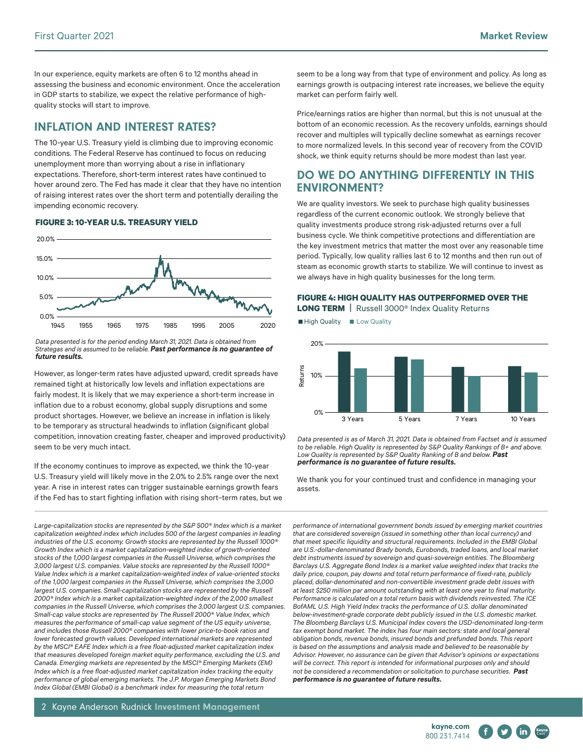In our experience, equity markets are often 6 to 12 months ahead in assessing the business and economic environment. Once the acceleration in GDP starts to stabilize, we expect the relative performance of high-quality stocks will start to improve.

## INFLATION AND INTEREST RATES?

The 10-year U.S. Treasury yield is climbing due to improving economic conditions. The Federal Reserve has continued to focus on reducing unemployment more than worrying about a rise in inflationary expectations. Therefore, short-term interest rates have continued to hover around zero. The Fed has made it clear that they have no intention of raising interest rates over the short term and potentially derailing the impending economic recovery.

**FIGURE 3: 10-YEAR U.S. TREASURY YIELD**

20.0%
15.0%
10.0%
5.0%
0.0%
1945 1955 1965 1975 1985 1995 2005 2020

*Data presented is for the period ending March 31, 2021. Data is obtained from Strategas and is assumed to be reliable.* ***Past performance is no guarantee of future results.***

However, as longer-term rates have adjusted upward, credit spreads have remained tight at historically low levels and inflation expectations are fairly modest. It is likely that we may experience a short-term increase in inflation due to a robust economy, global supply disruptions and some product shortages. However, we believe an increase in inflation is likely to be temporary as structural headwinds to inflation (significant global competition, innovation creating faster, cheaper and improved productivity) seem to be very much intact.

If the economy continues to improve as expected, we think the 10-year U.S. Treasury yield will likely move in the 2.0% to 2.5% range over the next year. A rise in interest rates can trigger sustainable earnings growth fears if the Fed has to start fighting inflation with rising short–term rates, but we seem to be a long way from that type of environment and policy. As long as earnings growth is outpacing interest rate increases, we believe the equity market can perform fairly well.

Price/earnings ratios are higher than normal, but this is not unusual at the bottom of an economic recession. As the recovery unfolds, earnings should recover and multiples will typically decline somewhat as earnings recover to more normalized levels. In this second year of recovery from the COVID shock, we think equity returns should be more modest than last year.

## DO WE DO ANYTHING DIFFERENTLY IN THIS ENVIRONMENT?

We are quality investors. We seek to purchase high quality businesses regardless of the current economic outlook. We strongly believe that quality investments produce strong risk-adjusted returns over a full business cycle. We think competitive protections and differentiation are the key investment metrics that matter the most over any reasonable time period. Typically, low quality rallies last 6 to 12 months and then run out of steam as economic growth starts to stabilize. We will continue to invest as we always have in high quality businesses for the long term.

**FIGURE 4: HIGH QUALITY HAS OUTPERFORMED OVER THE LONG TERM** | Russell 3000® Index Quality Returns

High Quality
Low Quality
Returns
20%
10%
0%
3 Years 5 Years 7 Years 10 Years

*Data presented is as of March 31, 2021. Data is obtained from Factset and is assumed to be reliable. High Quality is represented by S&P Quality Rankings of B+ and above. Low Quality is represented by S&P Quality Ranking of B and below.* ***Past performance is no guarantee of future results.***

We thank you for your continued trust and confidence in managing your assets.

---

*Large-capitalization stocks are represented by the S&P 500® Index which is a market capitalization weighted index which includes 500 of the largest companies in leading industries of the U.S. economy. Growth stocks are represented by the Russell 1000® Growth Index which is a market capitalization-weighted index of growth-oriented stocks of the 1,000 largest companies in the Russell Universe, which comprises the 3,000 largest U.S. companies. Value stocks are represented by the Russell 1000® Value Index which is a market capitalization-weighted index of value-oriented stocks of the 1,000 largest companies in the Russell Universe, which comprises the 3,000 largest U.S. companies. Small-capitalization stocks are represented by the Russell 2000® Index which is a market capitalization-weighted index of the 2,000 smallest companies in the Russell Universe, which comprises the 3,000 largest U.S. companies. Small-cap value stocks are represented by The Russell 2000® Value Index, which measures the performance of small-cap value segment of the US equity universe, and includes those Russell 2000® companies with lower price-to-book ratios and lower forecasted growth values. Developed international markets are represented by the MSCI® EAFE Index which is a free float-adjusted market capitalization index that measures developed foreign market equity performance, excluding the U.S. and Canada. Emerging markets are represented by the MSCI® Emerging Markets (EM) Index which is a free float-adjusted market capitalization index tracking the equity performance of global emerging markets. The J.P. Morgan Emerging Markets Bond Index Global (EMBI Global) is a benchmark index for measuring the total return performance of international government bonds issued by emerging market countries that are considered sovereign (issued in something other than local currency) and that meet specific liquidity and structural requirements. Included in the EMBI Global are U.S.-dollar-denominated Brady bonds, Eurobonds, traded loans, and local market debt instruments issued by sovereign and quasi-sovereign entities. The Bloomberg Barclays U.S. Aggregate Bond Index is a market value weighted index that tracks the daily price, coupon, pay downs and total return performance of fixed-rate, publicly placed, dollar-denominated and non-convertible investment grade debt issues with at least $250 million par amount outstanding with at least one year to final maturity. Performance is calculated on a total return basis with dividends reinvested. The ICE BofAML U.S. High Yield Index tracks the performance of U.S. dollar denominated below-investment-grade corporate debt publicly issued in the U.S. domestic market. The Bloomberg Barclays U.S. Municipal Index covers the USD-denominated long-term tax exempt bond market. The index has four main sectors: state and local general obligation bonds, revenue bonds, insured bonds and prefunded bonds. This report is based on the assumptions and analysis made and believed to be reasonable by Advisor. However, no assurance can be given that Advisor's opinions or expectations will be correct. This report is intended for informational purposes only and should not be considered a recommendation or solicitation to purchase securities.* ***Past performance is no guarantee of future results.***

kayne.com
800.231.7414